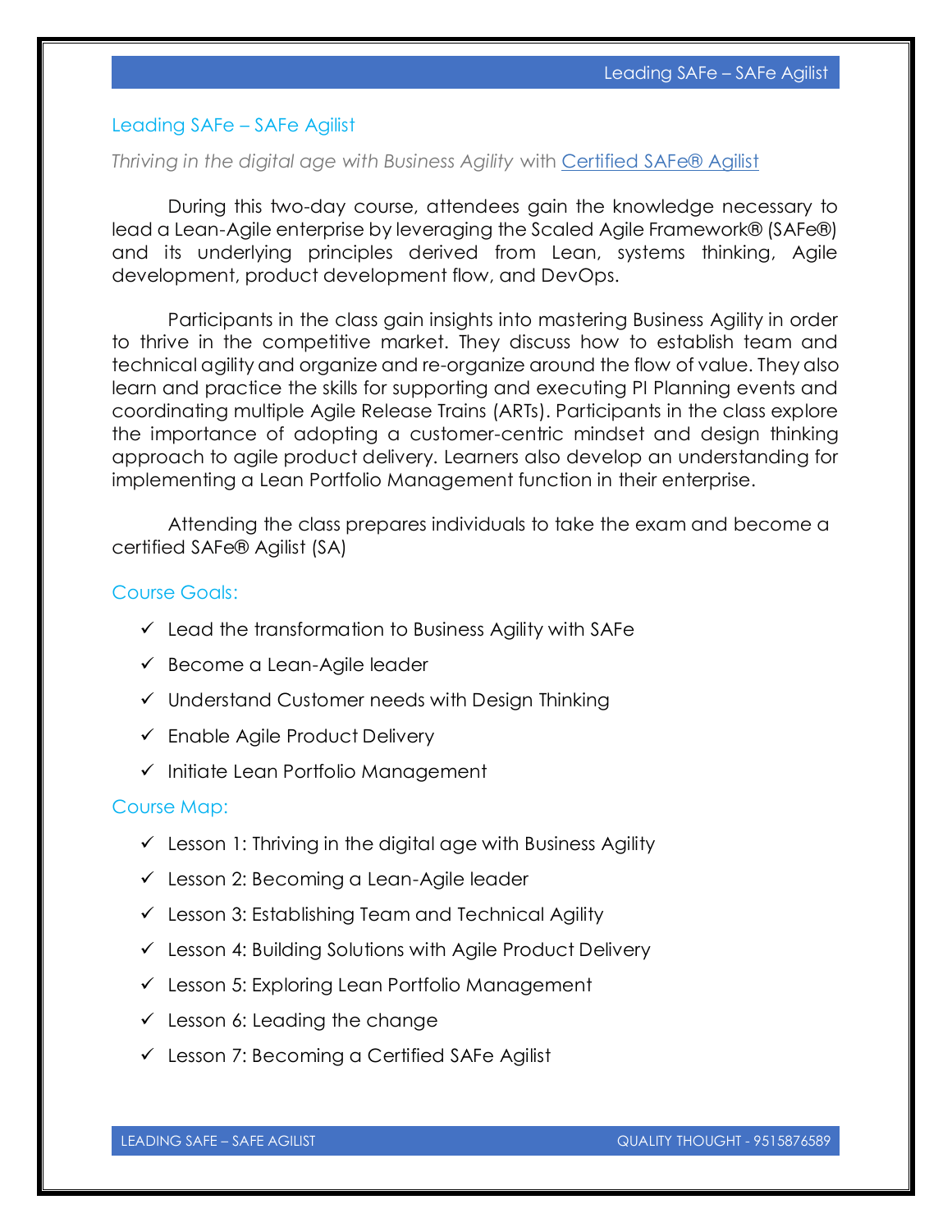# Leading SAFe – SAFe Agilist

*Thriving in the digital age with Business Agility* with [Certified SAFe® Agilist]

During this two-day course, attendees gain the knowledge necessary to lead a Lean-Agile enterprise by leveraging the Scaled Agile Framework® (SAFe®) and its underlying principles derived from Lean, systems thinking, Agile development, product development flow, and DevOps.

Participants in the class gain insights into mastering Business Agility in order to thrive in the competitive market. They discuss how to establish team and technical agility and organize and re-organize around the flow of value. They also learn and practice the skills for supporting and executing PI Planning events and coordinating multiple Agile Release Trains (ARTs). Participants in the class explore the importance of adopting a customer-centric mindset and design thinking approach to agile product delivery. Learners also develop an understanding for implementing a Lean Portfolio Management function in their enterprise.

Attending the class prepares individuals to take the exam and become a certified SAFe® Agilist (SA)

## Course Goals:

- ✓ Lead the transformation to Business Agility with SAFe
- ✓ Become a Lean-Agile leader
- ✓ Understand Customer needs with Design Thinking
- ✓ Enable Agile Product Delivery
- ✓ Initiate Lean Portfolio Management

## Course Map:

- ✓ Lesson 1: Thriving in the digital age with Business Agility
- ✓ Lesson 2: Becoming a Lean-Agile leader
- ✓ Lesson 3: Establishing Team and Technical Agility
- ✓ Lesson 4: Building Solutions with Agile Product Delivery
- ✓ Lesson 5: Exploring Lean Portfolio Management
- ✓ Lesson 6: Leading the change
- ✓ Lesson 7: Becoming a Certified SAFe Agilist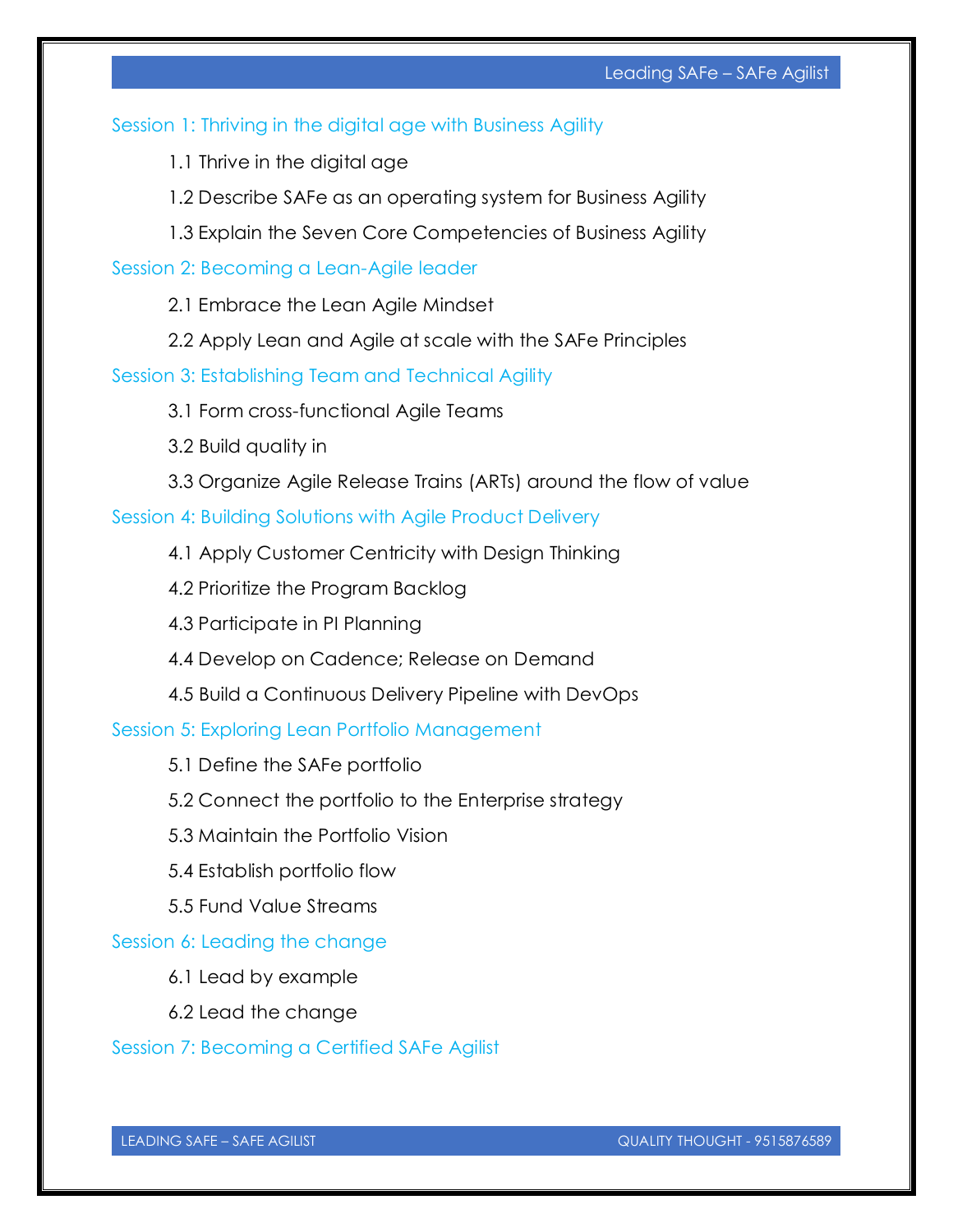## Session 1: Thriving in the digital age with Business Agility

- 1.1 Thrive in the digital age
- 1.2 Describe SAFe as an operating system for Business Agility
- 1.3 Explain the Seven Core Competencies of Business Agility

## Session 2: Becoming a Lean-Agile leader

- 2.1 Embrace the Lean Agile Mindset
- 2.2 Apply Lean and Agile at scale with the SAFe Principles

## Session 3: Establishing Team and Technical Agility

- 3.1 Form cross-functional Agile Teams
- 3.2 Build quality in
- 3.3 Organize Agile Release Trains (ARTs) around the flow of value

## Session 4: Building Solutions with Agile Product Delivery

- 4.1 Apply Customer Centricity with Design Thinking
- 4.2 Prioritize the Program Backlog
- 4.3 Participate in PI Planning
- 4.4 Develop on Cadence; Release on Demand
- 4.5 Build a Continuous Delivery Pipeline with DevOps

## Session 5: Exploring Lean Portfolio Management

- 5.1 Define the SAFe portfolio
- 5.2 Connect the portfolio to the Enterprise strategy
- 5.3 Maintain the Portfolio Vision
- 5.4 Establish portfolio flow
- 5.5 Fund Value Streams

## Session 6: Leading the change

- 6.1 Lead by example
- 6.2 Lead the change

## Session 7: Becoming a Certified SAFe Agilist